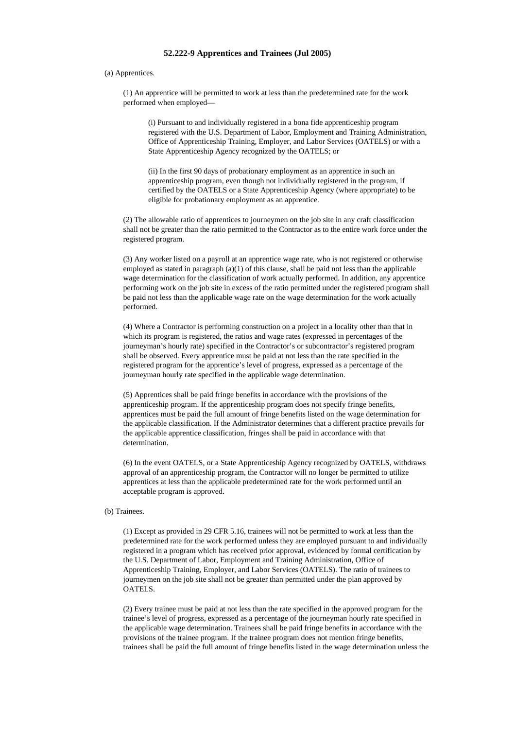# 52.222-9 Apprentices and Trainees (Jul 2005)

(a) Apprentices.

(1) An apprentice will be permitted to work at less than the predetermined rate for the work performed when employed—

(i) Pursuant to and individually registered in a bona fide apprenticeship program registered with the U.S. Department of Labor, Employment and Training Administration, Office of Apprenticeship Training, Employer, and Labor Services (OATELS) or with a State Apprenticeship Agency recognized by the OATELS; or

(ii) In the first 90 days of probationary employment as an apprentice in such an apprenticeship program, even though not individually registered in the program, if certified by the OATELS or a State Apprenticeship Agency (where appropriate) to be eligible for probationary employment as an apprentice.

(2) The allowable ratio of apprentices to journeymen on the job site in any craft classification shall not be greater than the ratio permitted to the Contractor as to the entire work force under the registered program.

(3) Any worker listed on a payroll at an apprentice wage rate, who is not registered or otherwise employed as stated in paragraph (a)(1) of this clause, shall be paid not less than the applicable wage determination for the classification of work actually performed. In addition, any apprentice performing work on the job site in excess of the ratio permitted under the registered program shall be paid not less than the applicable wage rate on the wage determination for the work actually performed.

(4) Where a Contractor is performing construction on a project in a locality other than that in which its program is registered, the ratios and wage rates (expressed in percentages of the journeyman's hourly rate) specified in the Contractor's or subcontractor's registered program shall be observed. Every apprentice must be paid at not less than the rate specified in the registered program for the apprentice's level of progress, expressed as a percentage of the journeyman hourly rate specified in the applicable wage determination.

(5) Apprentices shall be paid fringe benefits in accordance with the provisions of the apprenticeship program. If the apprenticeship program does not specify fringe benefits, apprentices must be paid the full amount of fringe benefits listed on the wage determination for the applicable classification. If the Administrator determines that a different practice prevails for the applicable apprentice classification, fringes shall be paid in accordance with that determination.

(6) In the event OATELS, or a State Apprenticeship Agency recognized by OATELS, withdraws approval of an apprenticeship program, the Contractor will no longer be permitted to utilize apprentices at less than the applicable predetermined rate for the work performed until an acceptable program is approved.

(b) Trainees.

(1) Except as provided in 29 CFR 5.16, trainees will not be permitted to work at less than the predetermined rate for the work performed unless they are employed pursuant to and individually registered in a program which has received prior approval, evidenced by formal certification by the U.S. Department of Labor, Employment and Training Administration, Office of Apprenticeship Training, Employer, and Labor Services (OATELS). The ratio of trainees to journeymen on the job site shall not be greater than permitted under the plan approved by OATELS.

(2) Every trainee must be paid at not less than the rate specified in the approved program for the trainee's level of progress, expressed as a percentage of the journeyman hourly rate specified in the applicable wage determination. Trainees shall be paid fringe benefits in accordance with the provisions of the trainee program. If the trainee program does not mention fringe benefits, trainees shall be paid the full amount of fringe benefits listed in the wage determination unless the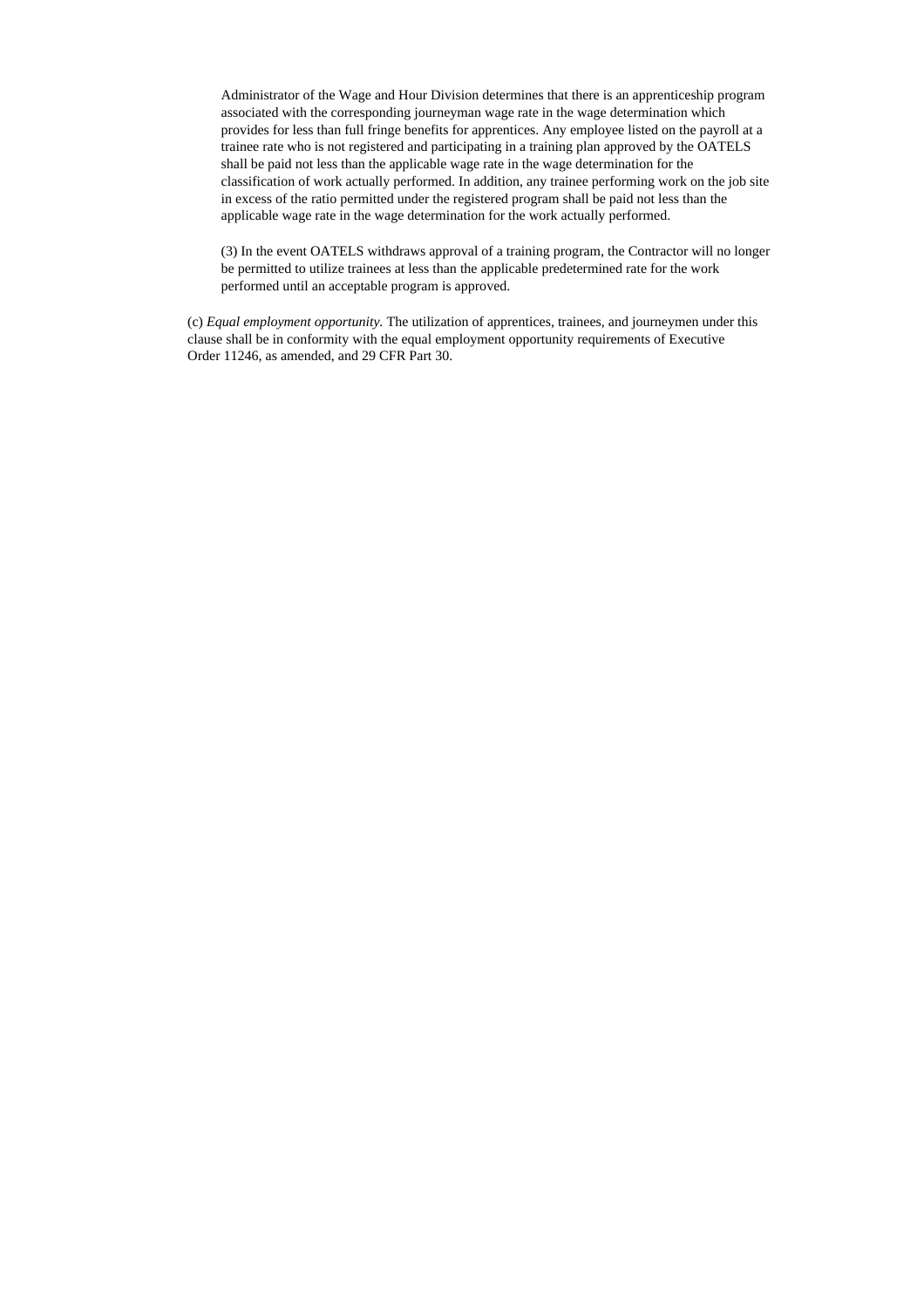Administrator of the Wage and Hour Division determines that there is an apprenticeship program associated with the corresponding journeyman wage rate in the wage determination which provides for less than full fringe benefits for apprentices. Any employee listed on the payroll at a trainee rate who is not registered and participating in a training plan approved by the OATELS shall be paid not less than the applicable wage rate in the wage determination for the classification of work actually performed. In addition, any trainee performing work on the job site in excess of the ratio permitted under the registered program shall be paid not less than the applicable wage rate in the wage determination for the work actually performed.

(3) In the event OATELS withdraws approval of a training program, the Contractor will no longer be permitted to utilize trainees at less than the applicable predetermined rate for the work performed until an acceptable program is approved.

(c) *Equal employment opportunity.* The utilization of apprentices, trainees, and journeymen under this clause shall be in conformity with the equal employment opportunity requirements of Executive Order 11246, as amended, and 29 CFR Part 30.